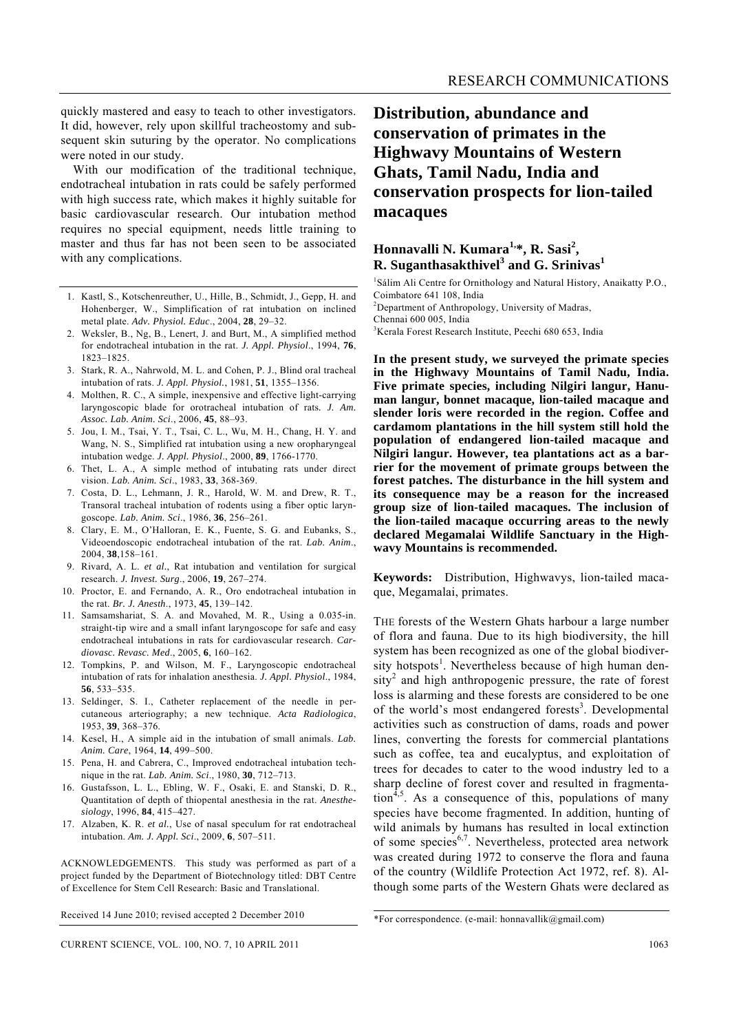quickly mastered and easy to teach to other investigators. It did, however, rely upon skillful tracheostomy and subsequent skin suturing by the operator. No complications were noted in our study.

With our modification of the traditional technique, endotracheal intubation in rats could be safely performed with high success rate, which makes it highly suitable for basic cardiovascular research. Our intubation method requires no special equipment, needs little training to master and thus far has not been seen to be associated with any complications.

1. Kastl, S., Kotschenreuther, U., Hille, B., Schmidt, J., Gepp, H. and Hohenberger, W., Simplification of rat intubation on inclined metal plate. *Adv. Physiol. Educ*., 2004, **28**, 29–32.
2. Weksler, B., Ng, B., Lenert, J. and Burt, M., A simplified method for endotracheal intubation in the rat. *J. Appl. Physiol*., 1994, **76**, 1823–1825.
3. Stark, R. A., Nahrwold, M. L. and Cohen, P. J., Blind oral tracheal intubation of rats. *J. Appl. Physiol.*, 1981, **51**, 1355–1356.
4. Molthen, R. C., A simple, inexpensive and effective light-carrying laryngoscopic blade for orotracheal intubation of rats. *J. Am. Assoc. Lab. Anim. Sci*., 2006, **45**, 88–93.
5. Jou, I. M., Tsai, Y. T., Tsai, C. L., Wu, M. H., Chang, H. Y. and Wang, N. S., Simplified rat intubation using a new oropharyngeal intubation wedge. *J. Appl. Physiol*., 2000, **89**, 1766-1770.
6. Thet, L. A., A simple method of intubating rats under direct vision. *Lab. Anim. Sci*., 1983, **33**, 368-369.
7. Costa, D. L., Lehmann, J. R., Harold, W. M. and Drew, R. T., Transoral tracheal intubation of rodents using a fiber optic laryngoscope. *Lab. Anim. Sci*., 1986, **36**, 256–261.
8. Clary, E. M., O'Halloran, E. K., Fuente, S. G. and Eubanks, S., Videoendoscopic endotracheal intubation of the rat. *Lab. Anim*., 2004, **38**,158–161.
9. Rivard, A. L. *et al*., Rat intubation and ventilation for surgical research. *J. Invest. Surg*., 2006, **19**, 267–274.
10. Proctor, E. and Fernando, A. R., Oro endotracheal intubation in the rat. *Br. J. Anesth*., 1973, **45**, 139–142.
11. Samsamshariat, S. A. and Movahed, M. R., Using a 0.035-in. straight-tip wire and a small infant laryngoscope for safe and easy endotracheal intubations in rats for cardiovascular research. *Cardiovasc. Revasc. Med*., 2005, **6**, 160–162.
12. Tompkins, P. and Wilson, M. F., Laryngoscopic endotracheal intubation of rats for inhalation anesthesia. *J. Appl. Physiol*., 1984, **56**, 533–535.
13. Seldinger, S. I., Catheter replacement of the needle in percutaneous arteriography; a new technique. *Acta Radiologica*, 1953, **39**, 368–376.
14. Kesel, H., A simple aid in the intubation of small animals. *Lab. Anim. Care*, 1964, **14**, 499–500.
15. Pena, H. and Cabrera, C., Improved endotracheal intubation technique in the rat. *Lab. Anim. Sci*., 1980, **30**, 712–713.
16. Gustafsson, L. L., Ebling, W. F., Osaki, E. and Stanski, D. R., Quantitation of depth of thiopental anesthesia in the rat. *Anesthesiology*, 1996, **84**, 415–427.
17. Alzaben, K. R. *et al*., Use of nasal speculum for rat endotracheal intubation. *Am. J. Appl. Sci*., 2009, **6**, 507–511.

ACKNOWLEDGEMENTS. This study was performed as part of a project funded by the Department of Biotechnology titled: DBT Centre of Excellence for Stem Cell Research: Basic and Translational.

Received 14 June 2010; revised accepted 2 December 2010

# Distribution, abundance and conservation of primates in the Highwavy Mountains of Western Ghats, Tamil Nadu, India and conservation prospects for lion-tailed macaques

**Honnavalli N. Kumara[1,\*], R. Sasi[2], R. Suganthasakthivel[3] and G. Srinivas[1]**

[1]Sálim Ali Centre for Ornithology and Natural History, Anaikatty P.O., Coimbatore 641 108, India
[2]Department of Anthropology, University of Madras, Chennai 600 005, India
[3]Kerala Forest Research Institute, Peechi 680 653, India

**In the present study, we surveyed the primate species in the Highwavy Mountains of Tamil Nadu, India. Five primate species, including Nilgiri langur, Hanuman langur, bonnet macaque, lion-tailed macaque and slender loris were recorded in the region. Coffee and cardamom plantations in the hill system still hold the population of endangered lion-tailed macaque and Nilgiri langur. However, tea plantations act as a barrier for the movement of primate groups between the forest patches. The disturbance in the hill system and its consequence may be a reason for the increased group size of lion-tailed macaques. The inclusion of the lion-tailed macaque occurring areas to the newly declared Megamalai Wildlife Sanctuary in the Highwavy Mountains is recommended.**

**Keywords:** Distribution, Highwavys, lion-tailed macaque, Megamalai, primates.

THE forests of the Western Ghats harbour a large number of flora and fauna. Due to its high biodiversity, the hill system has been recognized as one of the global biodiversity hotspots[1]. Nevertheless because of high human density[2] and high anthropogenic pressure, the rate of forest loss is alarming and these forests are considered to be one of the world's most endangered forests[3]. Developmental activities such as construction of dams, roads and power lines, converting the forests for commercial plantations such as coffee, tea and eucalyptus, and exploitation of trees for decades to cater to the wood industry led to a sharp decline of forest cover and resulted in fragmentation[4,5]. As a consequence of this, populations of many species have become fragmented. In addition, hunting of wild animals by humans has resulted in local extinction of some species[6,7]. Nevertheless, protected area network was created during 1972 to conserve the flora and fauna of the country (Wildlife Protection Act 1972, ref. 8). Although some parts of the Western Ghats were declared as

\*For correspondence. (e-mail: honnavallik@gmail.com)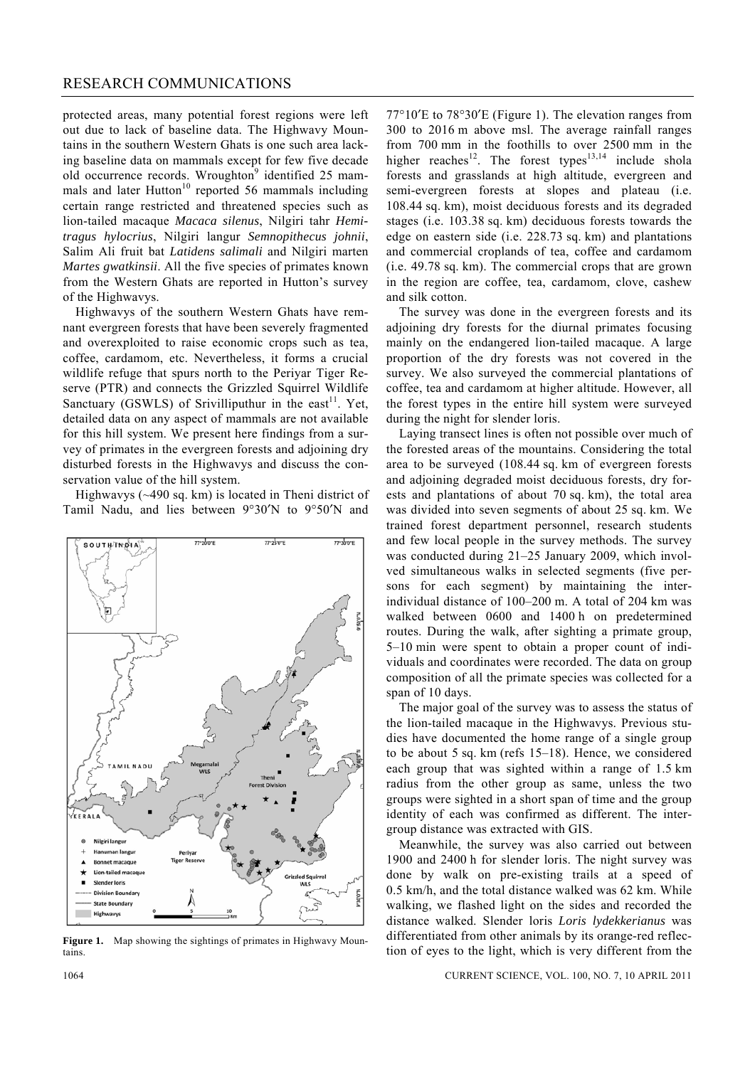protected areas, many potential forest regions were left out due to lack of baseline data. The Highwavy Mountains in the southern Western Ghats is one such area lacking baseline data on mammals except for few five decade old occurrence records. Wroughton[9] identified 25 mammals and later Hutton[10] reported 56 mammals including certain range restricted and threatened species such as lion-tailed macaque *Macaca silenus*, Nilgiri tahr *Hemitragus hylocrius*, Nilgiri langur *Semnopithecus johnii*, Salim Ali fruit bat *Latidens salimali* and Nilgiri marten *Martes gwatkinsii*. All the five species of primates known from the Western Ghats are reported in Hutton's survey of the Highwavys.

Highwavys of the southern Western Ghats have remnant evergreen forests that have been severely fragmented and overexploited to raise economic crops such as tea, coffee, cardamom, etc. Nevertheless, it forms a crucial wildlife refuge that spurs north to the Periyar Tiger Reserve (PTR) and connects the Grizzled Squirrel Wildlife Sanctuary (GSWLS) of Srivilliputhur in the east[11]. Yet, detailed data on any aspect of mammals are not available for this hill system. We present here findings from a survey of primates in the evergreen forests and adjoining dry disturbed forests in the Highwavys and discuss the conservation value of the hill system.

Highwavys (~490 sq. km) is located in Theni district of Tamil Nadu, and lies between 9°30′N to 9°50′N and 77°10′E to 78°30′E (Figure 1). The elevation ranges from 300 to 2016 m above msl. The average rainfall ranges from 700 mm in the foothills to over 2500 mm in the higher reaches[12]. The forest types[13,14] include shola forests and grasslands at high altitude, evergreen and semi-evergreen forests at slopes and plateau (i.e. 108.44 sq. km), moist deciduous forests and its degraded stages (i.e. 103.38 sq. km) deciduous forests towards the edge on eastern side (i.e. 228.73 sq. km) and plantations and commercial croplands of tea, coffee and cardamom (i.e. 49.78 sq. km). The commercial crops that are grown in the region are coffee, tea, cardamom, clove, cashew and silk cotton.

**Figure 1.** Map showing the sightings of primates in Highwavy Mountains.

The survey was done in the evergreen forests and its adjoining dry forests for the diurnal primates focusing mainly on the endangered lion-tailed macaque. A large proportion of the dry forests was not covered in the survey. We also surveyed the commercial plantations of coffee, tea and cardamom at higher altitude. However, all the forest types in the entire hill system were surveyed during the night for slender loris.

Laying transect lines is often not possible over much of the forested areas of the mountains. Considering the total area to be surveyed (108.44 sq. km of evergreen forests and adjoining degraded moist deciduous forests, dry forests and plantations of about 70 sq. km), the total area was divided into seven segments of about 25 sq. km. We trained forest department personnel, research students and few local people in the survey methods. The survey was conducted during 21–25 January 2009, which involved simultaneous walks in selected segments (five persons for each segment) by maintaining the inter-individual distance of 100–200 m. A total of 204 km was walked between 0600 and 1400 h on predetermined routes. During the walk, after sighting a primate group, 5–10 min were spent to obtain a proper count of individuals and coordinates were recorded. The data on group composition of all the primate species was collected for a span of 10 days.

The major goal of the survey was to assess the status of the lion-tailed macaque in the Highwavys. Previous studies have documented the home range of a single group to be about 5 sq. km (refs 15–18). Hence, we considered each group that was sighted within a range of 1.5 km radius from the other group as same, unless the two groups were sighted in a short span of time and the group identity of each was confirmed as different. The inter-group distance was extracted with GIS.

Meanwhile, the survey was also carried out between 1900 and 2400 h for slender loris. The night survey was done by walk on pre-existing trails at a speed of 0.5 km/h, and the total distance walked was 62 km. While walking, we flashed light on the sides and recorded the distance walked. Slender loris *Loris lydekkerianus* was differentiated from other animals by its orange-red reflection of eyes to the light, which is very different from the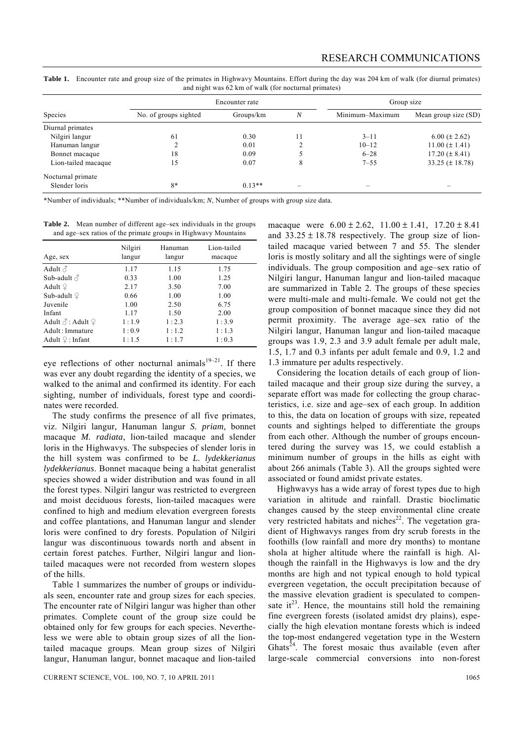**Table 1.** Encounter rate and group size of the primates in Highwavy Mountains. Effort during the day was 204 km of walk (for diurnal primates) and night was 62 km of walk (for nocturnal primates)

| Species | Encounter rate | | | Group size | |
|---|---|---|---|---|---|
| | No. of groups sighted | Groups/km | *N* | Minimum–Maximum | Mean group size (SD) |
| Diurnal primates | | | | | |
| Nilgiri langur | 61 | 0.30 | 11 | 3–11 | 6.00 (± 2.62) |
| Hanuman langur | 2 | 0.01 | 2 | 10–12 | 11.00 (± 1.41) |
| Bonnet macaque | 18 | 0.09 | 5 | 6–28 | 17.20 (± 8.41) |
| Lion-tailed macaque | 15 | 0.07 | 8 | 7–55 | 33.25 (± 18.78) |
| Nocturnal primate | | | | | |
| Slender loris | 8* | 0.13** | – | – | – |

*Number of individuals; **Number of individuals/km; *N*, Number of groups with group size data.

**Table 2.** Mean number of different age–sex individuals in the groups and age–sex ratios of the primate groups in Highwavy Mountains

| Age, sex | Nilgiri langur | Hanuman langur | Lion-tailed macaque |
|---|---|---|---|
| Adult ♂ | 1.17 | 1.15 | 1.75 |
| Sub-adult ♂ | 0.33 | 1.00 | 1.25 |
| Adult ♀ | 2.17 | 3.50 | 7.00 |
| Sub-adult ♀ | 0.66 | 1.00 | 1.00 |
| Juvenile | 1.00 | 2.50 | 6.75 |
| Infant | 1.17 | 1.50 | 2.00 |
| Adult ♂ : Adult ♀ | 1 : 1.9 | 1 : 2.3 | 1 : 3.9 |
| Adult : Immature | 1 : 0.9 | 1 : 1.2 | 1 : 1.3 |
| Adult ♀ : Infant | 1 : 1.5 | 1 : 1.7 | 1 : 0.3 |

eye reflections of other nocturnal animals[19–21]. If there was ever any doubt regarding the identity of a species, we walked to the animal and confirmed its identity. For each sighting, number of individuals, forest type and coordinates were recorded.

The study confirms the presence of all five primates, viz. Nilgiri langur, Hanuman langur *S. priam*, bonnet macaque *M. radiata*, lion-tailed macaque and slender loris in the Highwavys. The subspecies of slender loris in the hill system was confirmed to be *L. lydekkerianus lydekkerianus*. Bonnet macaque being a habitat generalist species showed a wider distribution and was found in all the forest types. Nilgiri langur was restricted to evergreen and moist deciduous forests, lion-tailed macaques were confined to high and medium elevation evergreen forests and coffee plantations, and Hanuman langur and slender loris were confined to dry forests. Population of Nilgiri langur was discontinuous towards north and absent in certain forest patches. Further, Nilgiri langur and lion-tailed macaques were not recorded from western slopes of the hills.

Table 1 summarizes the number of groups or individuals seen, encounter rate and group sizes for each species. The encounter rate of Nilgiri langur was higher than other primates. Complete count of the group size could be obtained only for few groups for each species. Nevertheless we were able to obtain group sizes of all the lion-tailed macaque groups. Mean group sizes of Nilgiri langur, Hanuman langur, bonnet macaque and lion-tailed macaque were 6.00 ± 2.62, 11.00 ± 1.41, 17.20 ± 8.41 and 33.25 ± 18.78 respectively. The group size of lion-tailed macaque varied between 7 and 55. The slender loris is mostly solitary and all the sightings were of single individuals. The group composition and age–sex ratio of Nilgiri langur, Hanuman langur and lion-tailed macaque are summarized in Table 2. The groups of these species were multi-male and multi-female. We could not get the group composition of bonnet macaque since they did not permit proximity. The average age–sex ratio of the Nilgiri langur, Hanuman langur and lion-tailed macaque groups was 1.9, 2.3 and 3.9 adult female per adult male, 1.5, 1.7 and 0.3 infants per adult female and 0.9, 1.2 and 1.3 immature per adults respectively.

Considering the location details of each group of lion-tailed macaque and their group size during the survey, a separate effort was made for collecting the group characteristics, i.e. size and age–sex of each group. In addition to this, the data on location of groups with size, repeated counts and sightings helped to differentiate the groups from each other. Although the number of groups encountered during the survey was 15, we could establish a minimum number of groups in the hills as eight with about 266 animals (Table 3). All the groups sighted were associated or found amidst private estates.

Highwavys has a wide array of forest types due to high variation in altitude and rainfall. Drastic bioclimatic changes caused by the steep environmental cline create very restricted habitats and niches[22]. The vegetation gradient of Highwavys ranges from dry scrub forests in the foothills (low rainfall and more dry months) to montane shola at higher altitude where the rainfall is high. Although the rainfall in the Highwavys is low and the dry months are high and not typical enough to hold typical evergreen vegetation, the occult precipitation because of the massive elevation gradient is speculated to compensate it[23]. Hence, the mountains still hold the remaining fine evergreen forests (isolated amidst dry plains), especially the high elevation montane forests which is indeed the top-most endangered vegetation type in the Western Ghats[24]. The forest mosaic thus available (even after large-scale commercial conversions into non-forest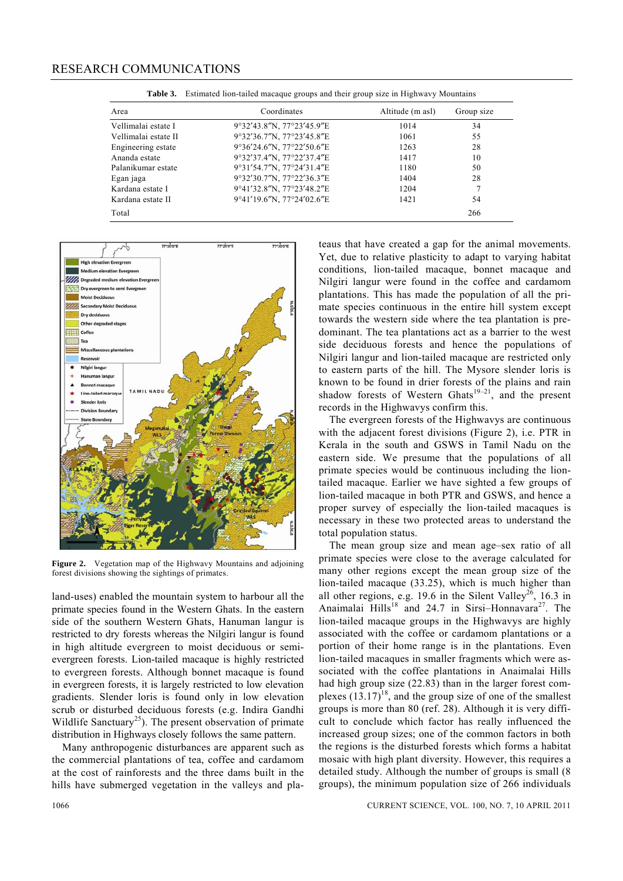**Table 3.** Estimated lion-tailed macaque groups and their group size in Highwavy Mountains

| Area | Coordinates | Altitude (m asl) | Group size |
|---|---|---|---|
| Vellimalai estate I | 9°32′43.8″N, 77°23′45.9″E | 1014 | 34 |
| Vellimalai estate II | 9°32′36.7″N, 77°23′45.8″E | 1061 | 55 |
| Engineering estate | 9°36′24.6″N, 77°22′50.6″E | 1263 | 28 |
| Ananda estate | 9°32′37.4″N, 77°22′37.4″E | 1417 | 10 |
| Palanikumar estate | 9°31′54.7″N, 77°24′31.4″E | 1180 | 50 |
| Egan jaga | 9°32′30.7″N, 77°22′36.3″E | 1404 | 28 |
| Kardana estate I | 9°41′32.8″N, 77°23′48.2″E | 1204 | 7 |
| Kardana estate II | 9°41′19.6″N, 77°24′02.6″E | 1421 | 54 |
| Total | | | 266 |

**Figure 2.** Vegetation map of the Highwavy Mountains and adjoining forest divisions showing the sightings of primates.

land-uses) enabled the mountain system to harbour all the primate species found in the Western Ghats. In the eastern side of the southern Western Ghats, Hanuman langur is restricted to dry forests whereas the Nilgiri langur is found in high altitude evergreen to moist deciduous or semi-evergreen forests. Lion-tailed macaque is highly restricted to evergreen forests. Although bonnet macaque is found in evergreen forests, it is largely restricted to low elevation gradients. Slender loris is found only in low elevation scrub or disturbed deciduous forests (e.g. Indira Gandhi Wildlife Sanctuary[25]). The present observation of primate distribution in Highways closely follows the same pattern.

Many anthropogenic disturbances are apparent such as the commercial plantations of tea, coffee and cardamom at the cost of rainforests and the three dams built in the hills have submerged vegetation in the valleys and plateaus that have created a gap for the animal movements. Yet, due to relative plasticity to adapt to varying habitat conditions, lion-tailed macaque, bonnet macaque and Nilgiri langur were found in the coffee and cardamom plantations. This has made the population of all the primate species continuous in the entire hill system except towards the western side where the tea plantation is predominant. The tea plantations act as a barrier to the west side deciduous forests and hence the populations of Nilgiri langur and lion-tailed macaque are restricted only to eastern parts of the hill. The Mysore slender loris is known to be found in drier forests of the plains and rain shadow forests of Western Ghats[19–21], and the present records in the Highwavys confirm this.

The evergreen forests of the Highwavys are continuous with the adjacent forest divisions (Figure 2), i.e. PTR in Kerala in the south and GSWS in Tamil Nadu on the eastern side. We presume that the populations of all primate species would be continuous including the lion-tailed macaque. Earlier we have sighted a few groups of lion-tailed macaque in both PTR and GSWS, and hence a proper survey of especially the lion-tailed macaques is necessary in these two protected areas to understand the total population status.

The mean group size and mean age–sex ratio of all primate species were close to the average calculated for many other regions except the mean group size of the lion-tailed macaque (33.25), which is much higher than all other regions, e.g. 19.6 in the Silent Valley[26], 16.3 in Anaimalai Hills[18] and 24.7 in Sirsi–Honnavara[27]. The lion-tailed macaque groups in the Highwavys are highly associated with the coffee or cardamom plantations or a portion of their home range is in the plantations. Even lion-tailed macaques in smaller fragments which were associated with the coffee plantations in Anaimalai Hills had high group size (22.83) than in the larger forest complexes (13.17)[18], and the group size of one of the smallest groups is more than 80 (ref. 28). Although it is very difficult to conclude which factor has really influenced the increased group sizes; one of the common factors in both the regions is the disturbed forests which forms a habitat mosaic with high plant diversity. However, this requires a detailed study. Although the number of groups is small (8 groups), the minimum population size of 266 individuals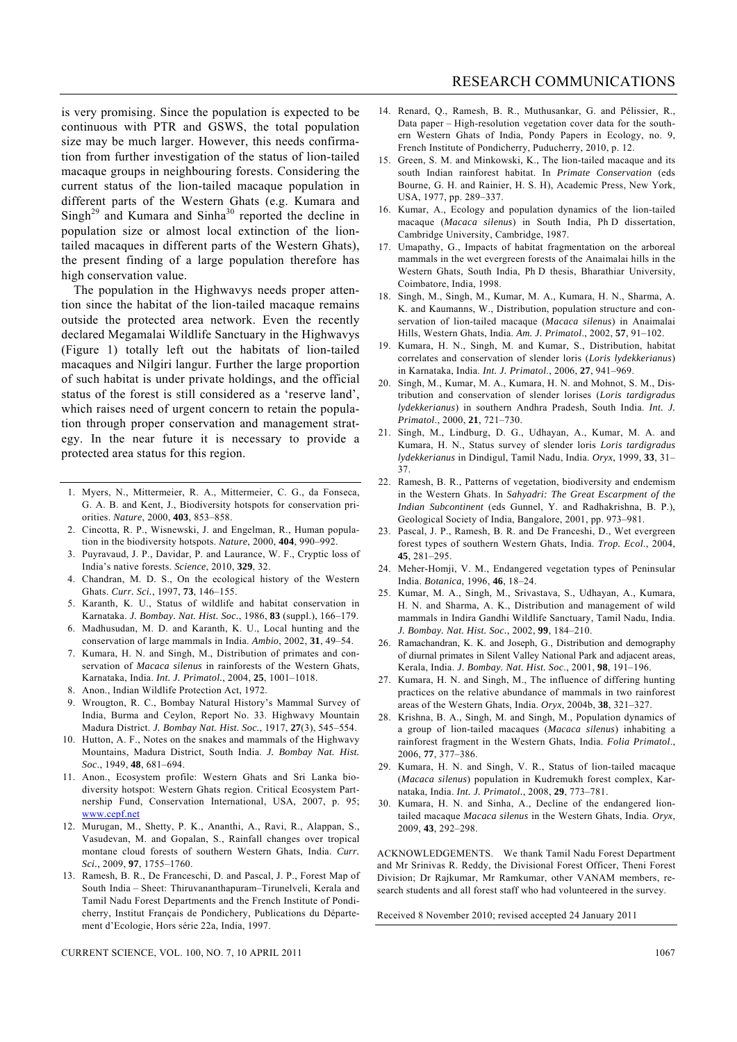is very promising. Since the population is expected to be continuous with PTR and GSWS, the total population size may be much larger. However, this needs confirmation from further investigation of the status of lion-tailed macaque groups in neighbouring forests. Considering the current status of the lion-tailed macaque population in different parts of the Western Ghats (e.g. Kumara and Singh[29] and Kumara and Sinha[30] reported the decline in population size or almost local extinction of the lion-tailed macaques in different parts of the Western Ghats), the present finding of a large population therefore has high conservation value.

The population in the Highwavys needs proper attention since the habitat of the lion-tailed macaque remains outside the protected area network. Even the recently declared Megamalai Wildlife Sanctuary in the Highwavys (Figure 1) totally left out the habitats of lion-tailed macaques and Nilgiri langur. Further the large proportion of such habitat is under private holdings, and the official status of the forest is still considered as a 'reserve land', which raises need of urgent concern to retain the population through proper conservation and management strategy. In the near future it is necessary to provide a protected area status for this region.

1. Myers, N., Mittermeier, R. A., Mittermeier, C. G., da Fonseca, G. A. B. and Kent, J., Biodiversity hotspots for conservation priorities. *Nature*, 2000, **403**, 853–858.
2. Cincotta, R. P., Wisnewski, J. and Engelman, R., Human population in the biodiversity hotspots. *Nature*, 2000, **404**, 990–992.
3. Puyravaud, J. P., Davidar, P. and Laurance, W. F., Cryptic loss of India's native forests. *Science*, 2010, **329**, 32.
4. Chandran, M. D. S., On the ecological history of the Western Ghats. *Curr. Sci.*, 1997, **73**, 146–155.
5. Karanth, K. U., Status of wildlife and habitat conservation in Karnataka. *J. Bombay. Nat. Hist. Soc.*, 1986, **83** (suppl.), 166–179.
6. Madhusudan, M. D. and Karanth, K. U., Local hunting and the conservation of large mammals in India. *Ambio*, 2002, **31**, 49–54.
7. Kumara, H. N. and Singh, M., Distribution of primates and conservation of *Macaca silenus* in rainforests of the Western Ghats, Karnataka, India. *Int. J. Primatol.*, 2004, **25**, 1001–1018.
8. Anon., Indian Wildlife Protection Act, 1972.
9. Wrougton, R. C., Bombay Natural History's Mammal Survey of India, Burma and Ceylon, Report No. 33. Highwavy Mountain Madura District. *J. Bombay Nat. Hist. Soc.*, 1917, **27**(3), 545–554.
10. Hutton, A. F., Notes on the snakes and mammals of the Highwavy Mountains, Madura District, South India. *J. Bombay Nat. Hist. Soc.*, 1949, **48**, 681–694.
11. Anon., Ecosystem profile: Western Ghats and Sri Lanka biodiversity hotspot: Western Ghats region. Critical Ecosystem Partnership Fund, Conservation International, USA, 2007, p. 95; www.cepf.net
12. Murugan, M., Shetty, P. K., Ananthi, A., Ravi, R., Alappan, S., Vasudevan, M. and Gopalan, S., Rainfall changes over tropical montane cloud forests of southern Western Ghats, India. *Curr. Sci.*, 2009, **97**, 1755–1760.
13. Ramesh, B. R., De Franceschi, D. and Pascal, J. P., Forest Map of South India – Sheet: Thiruvananthapuram–Tirunelveli, Kerala and Tamil Nadu Forest Departments and the French Institute of Pondicherry, Institut Français de Pondichery, Publications du Département d'Ecologie, Hors série 22a, India, 1997.
14. Renard, Q., Ramesh, B. R., Muthusankar, G. and Pélissier, R., Data paper – High-resolution vegetation cover data for the southern Western Ghats of India, Pondy Papers in Ecology, no. 9, French Institute of Pondicherry, Puducherry, 2010, p. 12.
15. Green, S. M. and Minkowski, K., The lion-tailed macaque and its south Indian rainforest habitat. In *Primate Conservation* (eds Bourne, G. H. and Rainier, H. S. H), Academic Press, New York, USA, 1977, pp. 289–337.
16. Kumar, A., Ecology and population dynamics of the lion-tailed macaque (*Macaca silenus*) in South India, Ph D dissertation, Cambridge University, Cambridge, 1987.
17. Umapathy, G., Impacts of habitat fragmentation on the arboreal mammals in the wet evergreen forests of the Anaimalai hills in the Western Ghats, South India, Ph D thesis, Bharathiar University, Coimbatore, India, 1998.
18. Singh, M., Singh, M., Kumar, M. A., Kumara, H. N., Sharma, A. K. and Kaumanns, W., Distribution, population structure and conservation of lion-tailed macaque (*Macaca silenus*) in Anaimalai Hills, Western Ghats, India. *Am. J. Primatol.*, 2002, **57**, 91–102.
19. Kumara, H. N., Singh, M. and Kumar, S., Distribution, habitat correlates and conservation of slender loris (*Loris lydekkerianus*) in Karnataka, India. *Int. J. Primatol.*, 2006, **27**, 941–969.
20. Singh, M., Kumar, M. A., Kumara, H. N. and Mohnot, S. M., Distribution and conservation of slender lorises (*Loris tardigradus lydekkerianus*) in southern Andhra Pradesh, South India. *Int. J. Primatol.*, 2000, **21**, 721–730.
21. Singh, M., Lindburg, D. G., Udhayan, A., Kumar, M. A. and Kumara, H. N., Status survey of slender loris *Loris tardigradus lydekkerianus* in Dindigul, Tamil Nadu, India. *Oryx*, 1999, **33**, 31–37.
22. Ramesh, B. R., Patterns of vegetation, biodiversity and endemism in the Western Ghats. In *Sahyadri: The Great Escarpment of the Indian Subcontinent* (eds Gunnel, Y. and Radhakrishna, B. P.), Geological Society of India, Bangalore, 2001, pp. 973–981.
23. Pascal, J. P., Ramesh, B. R. and De Franceshi, D., Wet evergreen forest types of southern Western Ghats, India. *Trop. Ecol.*, 2004, **45**, 281–295.
24. Meher-Homji, V. M., Endangered vegetation types of Peninsular India. *Botanica*, 1996, **46**, 18–24.
25. Kumar, M. A., Singh, M., Srivastava, S., Udhayan, A., Kumara, H. N. and Sharma, A. K., Distribution and management of wild mammals in Indira Gandhi Wildlife Sanctuary, Tamil Nadu, India. *J. Bombay. Nat. Hist. Soc.*, 2002, **99**, 184–210.
26. Ramachandran, K. K. and Joseph, G., Distribution and demography of diurnal primates in Silent Valley National Park and adjacent areas, Kerala, India. *J. Bombay. Nat. Hist. Soc.*, 2001, **98**, 191–196.
27. Kumara, H. N. and Singh, M., The influence of differing hunting practices on the relative abundance of mammals in two rainforest areas of the Western Ghats, India. *Oryx*, 2004b, **38**, 321–327.
28. Krishna, B. A., Singh, M. and Singh, M., Population dynamics of a group of lion-tailed macaques (*Macaca silenus*) inhabiting a rainforest fragment in the Western Ghats, India. *Folia Primatol.*, 2006, **77**, 377–386.
29. Kumara, H. N. and Singh, V. R., Status of lion-tailed macaque (*Macaca silenus*) population in Kudremukh forest complex, Karnataka, India. *Int. J. Primatol.*, 2008, **29**, 773–781.
30. Kumara, H. N. and Sinha, A., Decline of the endangered lion-tailed macaque *Macaca silenus* in the Western Ghats, India. *Oryx*, 2009, **43**, 292–298.

ACKNOWLEDGEMENTS. We thank Tamil Nadu Forest Department and Mr Srinivas R. Reddy, the Divisional Forest Officer, Theni Forest Division; Dr Rajkumar, Mr Ramkumar, other VANAM members, research students and all forest staff who had volunteered in the survey.

Received 8 November 2010; revised accepted 24 January 2011